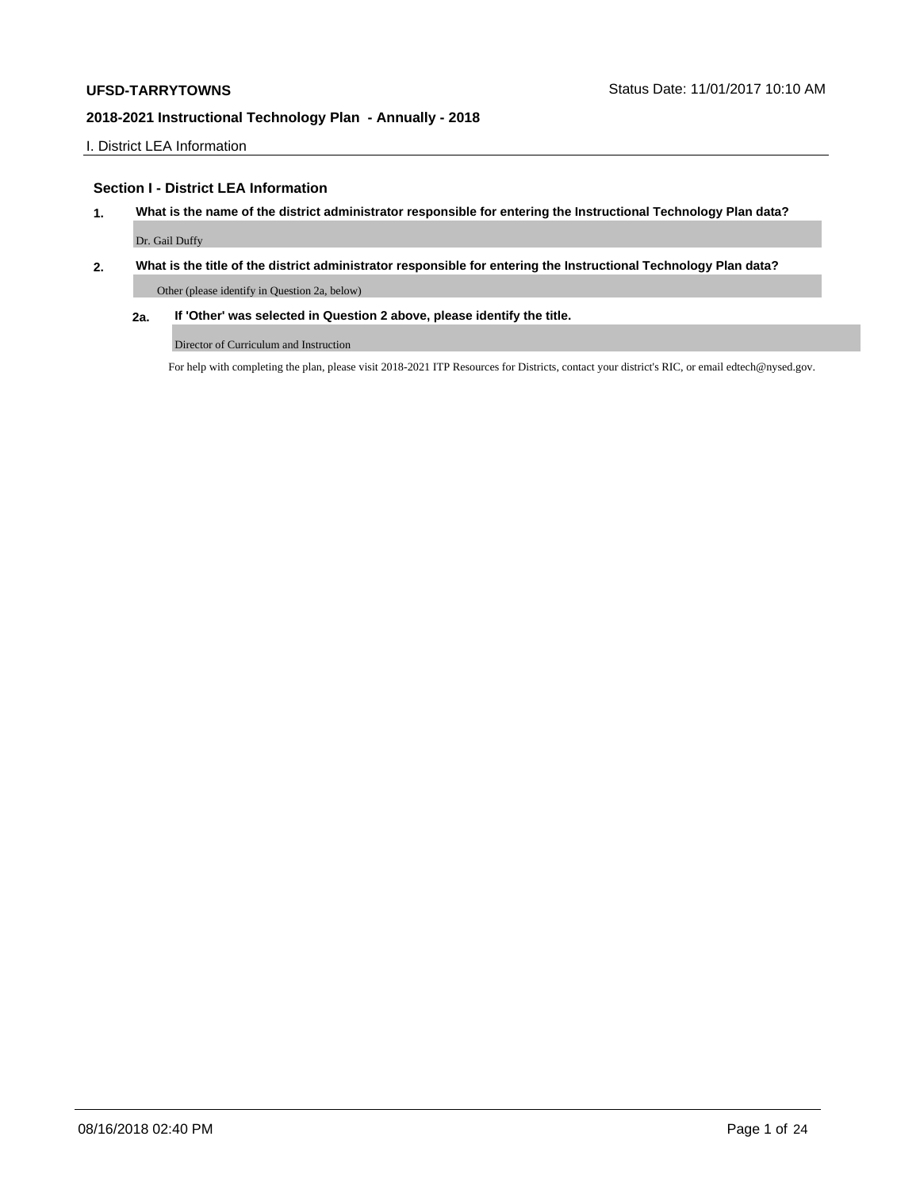# UFSD-TARRYTOWNS

Status Date: 11/01/2017 10:10 AM

## 2018-2021 Instructional Technology Plan - Annually - 2018

I. District LEA Information

### Section I - District LEA Information

**1. What is the name of the district administrator responsible for entering the Instructional Technology Plan data?**

Dr. Gail Duffy

**2. What is the title of the district administrator responsible for entering the Instructional Technology Plan data?**

Other (please identify in Question 2a, below)

**2a. If 'Other' was selected in Question 2 above, please identify the title.**

Director of Curriculum and Instruction

For help with completing the plan, please visit 2018-2021 ITP Resources for Districts, contact your district's RIC, or email edtech@nysed.gov.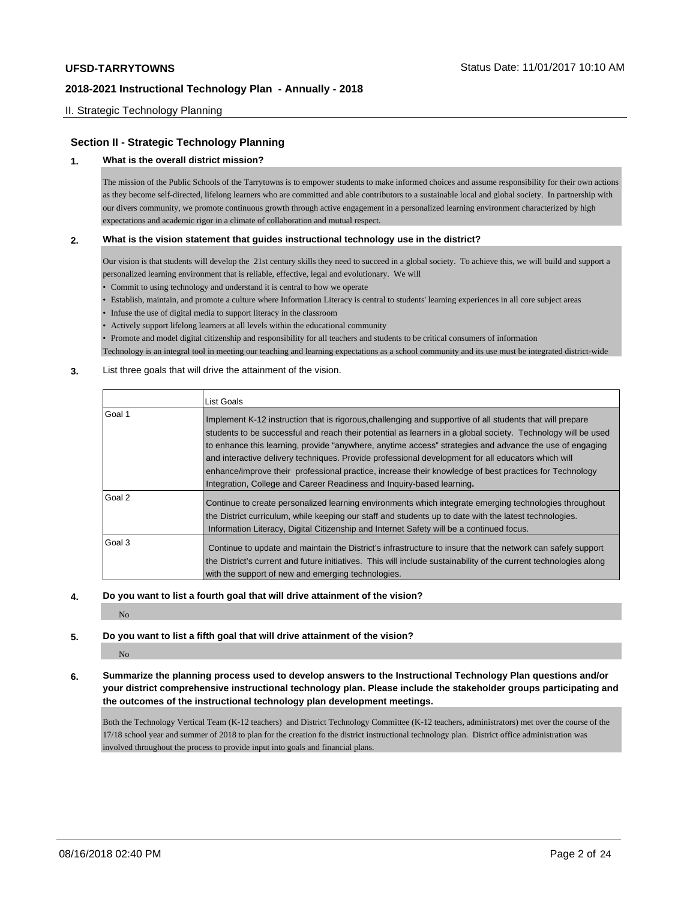## Section II - Strategic Technology Planning

**1. What is the overall district mission?**

The mission of the Public Schools of the Tarrytowns is to empower students to make informed choices and assume responsibility for their own actions as they become self-directed, lifelong learners who are committed and able contributors to a sustainable local and global society. In partnership with our divers community, we promote continuous growth through active engagement in a personalized learning environment characterized by high expectations and academic rigor in a climate of collaboration and mutual respect.

**2. What is the vision statement that guides instructional technology use in the district?**

Our vision is that students will develop the 21st century skills they need to succeed in a global society. To achieve this, we will build and support a personalized learning environment that is reliable, effective, legal and evolutionary. We will

- Commit to using technology and understand it is central to how we operate
- Establish, maintain, and promote a culture where Information Literacy is central to students' learning experiences in all core subject areas
- Infuse the use of digital media to support literacy in the classroom
- Actively support lifelong learners at all levels within the educational community
- Promote and model digital citizenship and responsibility for all teachers and students to be critical consumers of information

Technology is an integral tool in meeting our teaching and learning expectations as a school community and its use must be integrated district-wide

**3.** List three goals that will drive the attainment of the vision.

| | List Goals |
|---|---|
| Goal 1 | Implement K-12 instruction that is rigorous,challenging and supportive of all students that will prepare students to be successful and reach their potential as learners in a global society. Technology will be used to enhance this learning, provide "anywhere, anytime access" strategies and advance the use of engaging and interactive delivery techniques. Provide professional development for all educators which will enhance/improve their professional practice, increase their knowledge of best practices for Technology Integration, College and Career Readiness and Inquiry-based learning**.** |
| Goal 2 | Continue to create personalized learning environments which integrate emerging technologies throughout the District curriculum, while keeping our staff and students up to date with the latest technologies. Information Literacy, Digital Citizenship and Internet Safety will be a continued focus. |
| Goal 3 | Continue to update and maintain the District's infrastructure to insure that the network can safely support the District's current and future initiatives. This will include sustainability of the current technologies along with the support of new and emerging technologies. |

**4. Do you want to list a fourth goal that will drive attainment of the vision?**

No

**5. Do you want to list a fifth goal that will drive attainment of the vision?**

No

**6. Summarize the planning process used to develop answers to the Instructional Technology Plan questions and/or your district comprehensive instructional technology plan. Please include the stakeholder groups participating and the outcomes of the instructional technology plan development meetings.**

Both the Technology Vertical Team (K-12 teachers) and District Technology Committee (K-12 teachers, administrators) met over the course of the 17/18 school year and summer of 2018 to plan for the creation fo the district instructional technology plan. District office administration was involved throughout the process to provide input into goals and financial plans.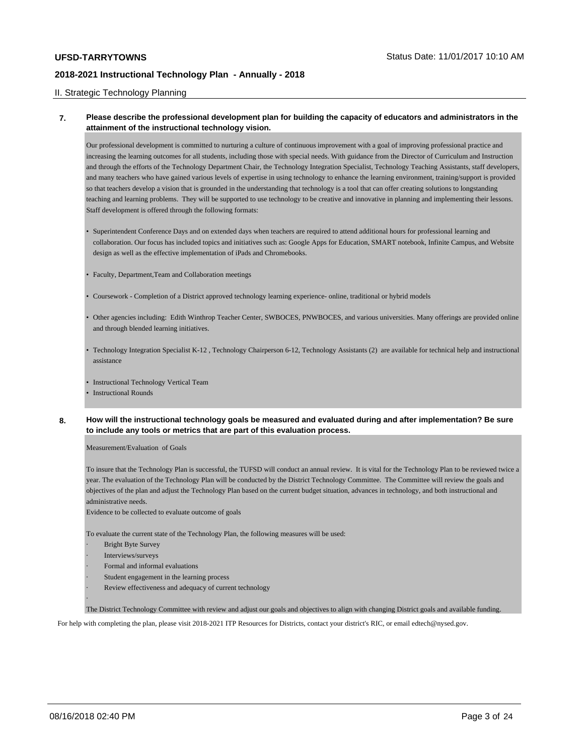## II. Strategic Technology Planning

**7. Please describe the professional development plan for building the capacity of educators and administrators in the attainment of the instructional technology vision.**

Our professional development is committed to nurturing a culture of continuous improvement with a goal of improving professional practice and increasing the learning outcomes for all students, including those with special needs. With guidance from the Director of Curriculum and Instruction and through the efforts of the Technology Department Chair, the Technology Integration Specialist, Technology Teaching Assistants, staff developers, and many teachers who have gained various levels of expertise in using technology to enhance the learning environment, training/support is provided so that teachers develop a vision that is grounded in the understanding that technology is a tool that can offer creating solutions to longstanding teaching and learning problems. They will be supported to use technology to be creative and innovative in planning and implementing their lessons. Staff development is offered through the following formats:

- Superintendent Conference Days and on extended days when teachers are required to attend additional hours for professional learning and collaboration. Our focus has included topics and initiatives such as: Google Apps for Education, SMART notebook, Infinite Campus, and Website design as well as the effective implementation of iPads and Chromebooks.
- Faculty, Department,Team and Collaboration meetings
- Coursework - Completion of a District approved technology learning experience- online, traditional or hybrid models
- Other agencies including: Edith Winthrop Teacher Center, SWBOCES, PNWBOCES, and various universities. Many offerings are provided online and through blended learning initiatives.
- Technology Integration Specialist K-12 , Technology Chairperson 6-12, Technology Assistants (2) are available for technical help and instructional assistance
- Instructional Technology Vertical Team
- Instructional Rounds

**8. How will the instructional technology goals be measured and evaluated during and after implementation? Be sure to include any tools or metrics that are part of this evaluation process.**

Measurement/Evaluation of Goals

To insure that the Technology Plan is successful, the TUFSD will conduct an annual review. It is vital for the Technology Plan to be reviewed twice a year. The evaluation of the Technology Plan will be conducted by the District Technology Committee. The Committee will review the goals and objectives of the plan and adjust the Technology Plan based on the current budget situation, advances in technology, and both instructional and administrative needs.

Evidence to be collected to evaluate outcome of goals

To evaluate the current state of the Technology Plan, the following measures will be used:

- Bright Byte Survey
- Interviews/surveys
- Formal and informal evaluations
- Student engagement in the learning process
- Review effectiveness and adequacy of current technology

The District Technology Committee with review and adjust our goals and objectives to align with changing District goals and available funding.

For help with completing the plan, please visit 2018-2021 ITP Resources for Districts, contact your district's RIC, or email edtech@nysed.gov.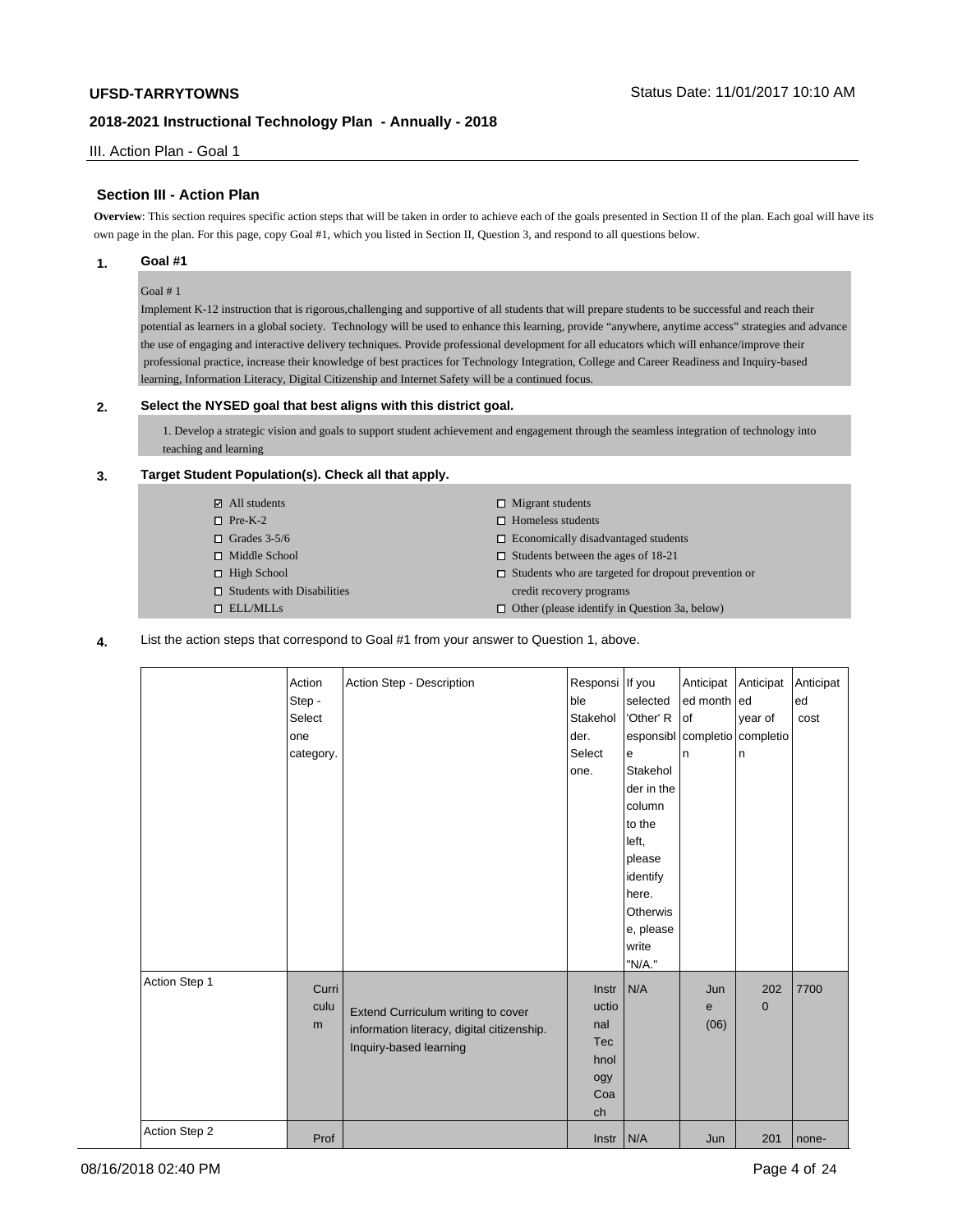## Section III - Action Plan

**Overview**: This section requires specific action steps that will be taken in order to achieve each of the goals presented in Section II of the plan. Each goal will have its own page in the plan. For this page, copy Goal #1, which you listed in Section II, Question 3, and respond to all questions below.

### 1. Goal #1

Goal # 1

Implement K-12 instruction that is rigorous,challenging and supportive of all students that will prepare students to be successful and reach their potential as learners in a global society. Technology will be used to enhance this learning, provide "anywhere, anytime access" strategies and advance the use of engaging and interactive delivery techniques. Provide professional development for all educators which will enhance/improve their professional practice, increase their knowledge of best practices for Technology Integration, College and Career Readiness and Inquiry-based learning, Information Literacy, Digital Citizenship and Internet Safety will be a continued focus.

### 2. Select the NYSED goal that best aligns with this district goal.

1. Develop a strategic vision and goals to support student achievement and engagement through the seamless integration of technology into teaching and learning

### 3. Target Student Population(s). Check all that apply.

- ☑ All students
- ☐ Pre-K-2
- ☐ Grades 3-5/6
- ☐ Middle School
- ☐ High School
- ☐ Students with Disabilities
- ☐ ELL/MLLs
- ☐ Migrant students
- ☐ Homeless students
- ☐ Economically disadvantaged students
- ☐ Students between the ages of 18-21
- ☐ Students who are targeted for dropout prevention or credit recovery programs
- ☐ Other (please identify in Question 3a, below)

### 4. List the action steps that correspond to Goal #1 from your answer to Question 1, above.

| | Action Step - Select one category. | Action Step - Description | Responsible Stakeholder. Select one. | If you selected 'Other' Responsible Stakeholder in the column to the left, please identify here. Otherwise, please write "N/A." | Anticipated month of completion | Anticipated year of completion | Anticipated cost |
|---|---|---|---|---|---|---|---|
| Action Step 1 | Curriculum | Extend Curriculum writing to cover information literacy, digital citizenship. Inquiry-based learning | Instructional Technology Coach | N/A | June (06) | 2020 | 7700 |
| Action Step 2 | Prof | | Instr | N/A | Jun | 201 | none- |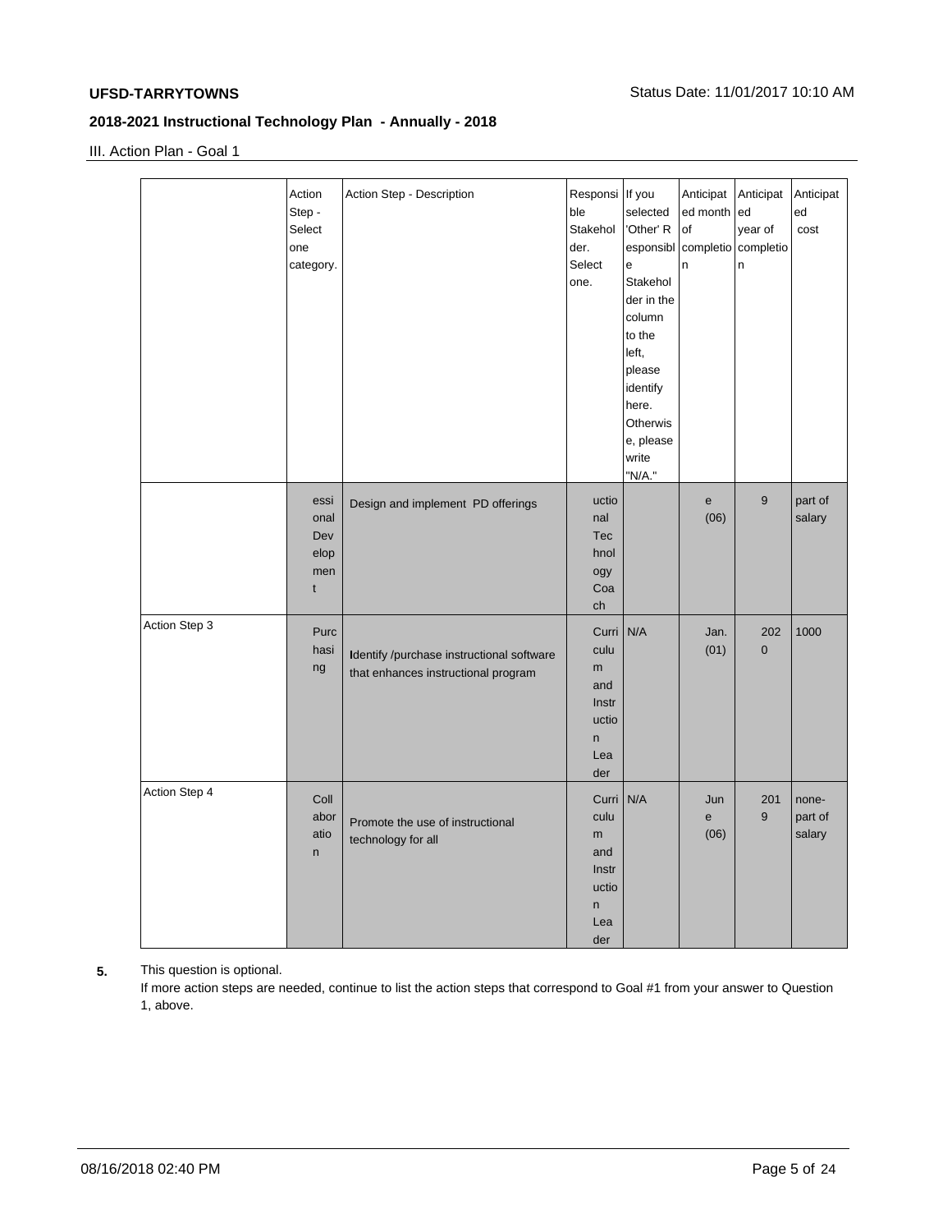**UFSD-TARRYTOWNS**

Status Date: 11/01/2017 10:10 AM

**2018-2021 Instructional Technology Plan - Annually - 2018**

III. Action Plan - Goal 1

| | Action Step - Select one category. | Action Step - Description | Responsible Stakeholder. Select one. | If you selected 'Other' Responsible Stakeholder in the column to the left, please identify here. Otherwise, please write "N/A." | Anticipated month of completion | Anticipated year of completion | Anticipated cost |
|---|---|---|---|---|---|---|---|
| | essional Development | Design and implement PD offerings | uctional Technology Coach | | e (06) | 9 | part of salary |
| Action Step 3 | Purchasing | Identify /purchase instructional software that enhances instructional program | Curriculum and Instruction Leader | N/A | Jan. (01) | 2020 | 1000 |
| Action Step 4 | Collaboration | Promote the use of instructional technology for all | Curriculum and Instruction Leader | N/A | June (06) | 2019 | none-part of salary |

**5.** This question is optional.

If more action steps are needed, continue to list the action steps that correspond to Goal #1 from your answer to Question 1, above.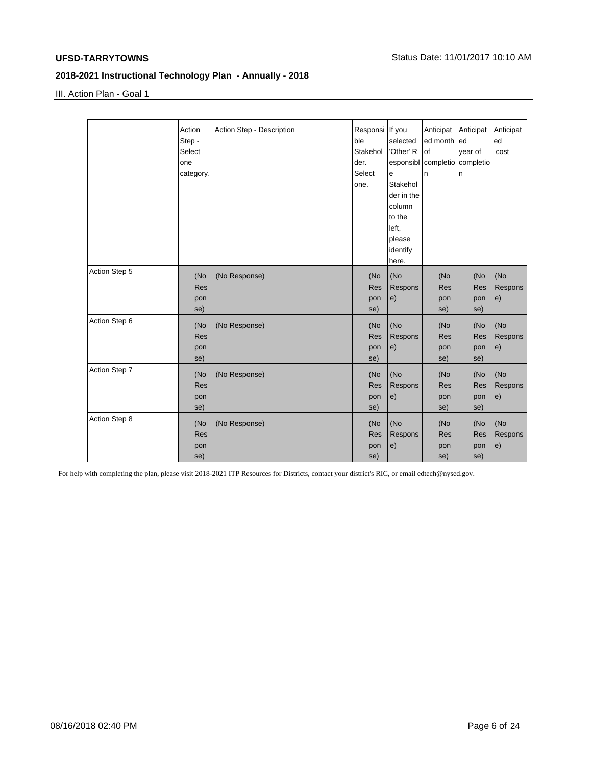# 2018-2021 Instructional Technology Plan - Annually - 2018

III. Action Plan - Goal 1

| | Action Step - Select one category. | Action Step - Description | Responsible Stakeholder. Select one. | If you selected 'Other' Responsible Stakeholder in the column to the left, please identify here. | Anticipated month of completion | Anticipated year of completion | Anticipated cost |
|---|---|---|---|---|---|---|---|
| Action Step 5 | (No Response) | (No Response) | (No Response) | (No Response) | (No Response) | (No Response) | (No Response) |
| Action Step 6 | (No Response) | (No Response) | (No Response) | (No Response) | (No Response) | (No Response) | (No Response) |
| Action Step 7 | (No Response) | (No Response) | (No Response) | (No Response) | (No Response) | (No Response) | (No Response) |
| Action Step 8 | (No Response) | (No Response) | (No Response) | (No Response) | (No Response) | (No Response) | (No Response) |

For help with completing the plan, please visit 2018-2021 ITP Resources for Districts, contact your district's RIC, or email edtech@nysed.gov.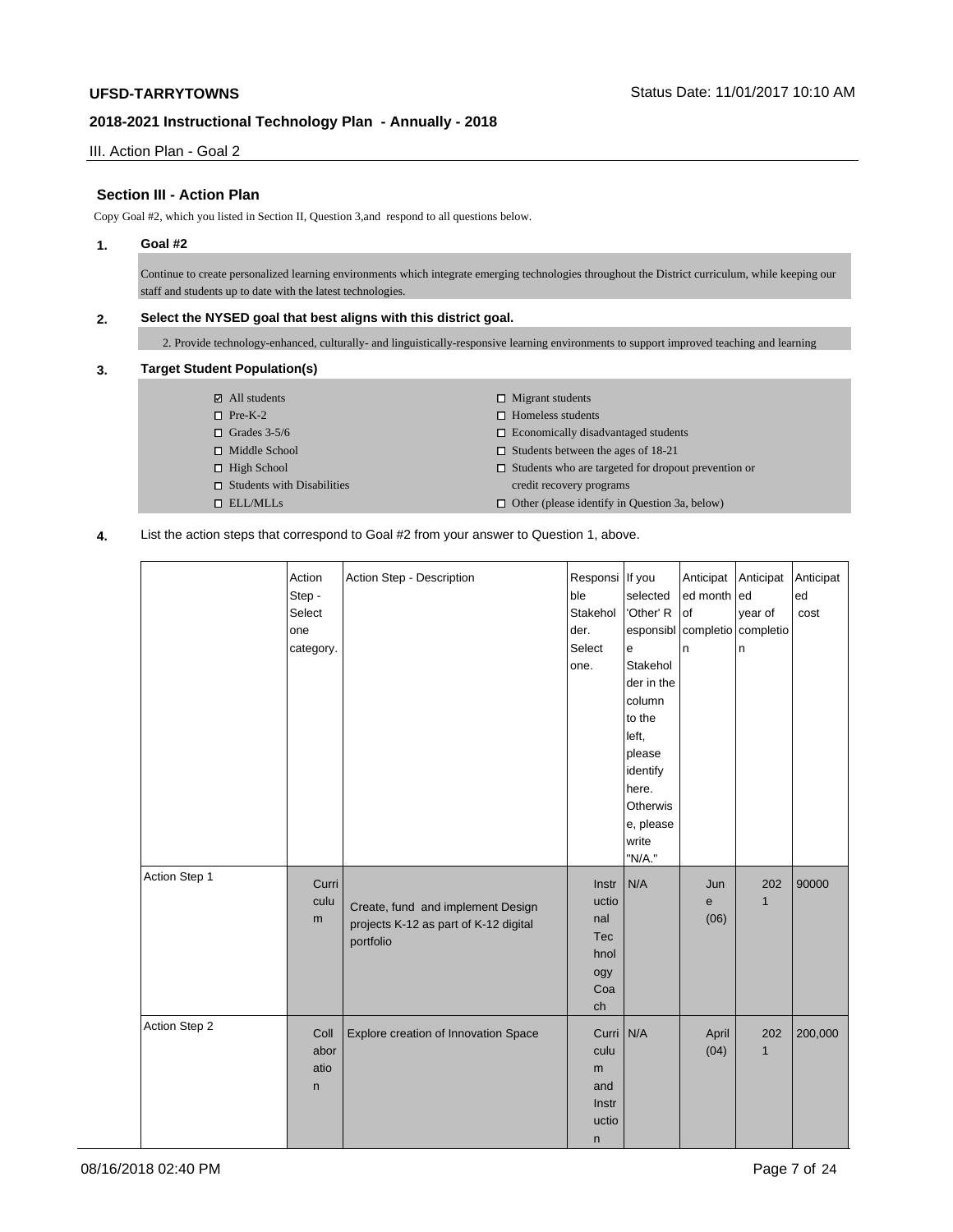## Section III - Action Plan

Copy Goal #2, which you listed in Section II, Question 3,and respond to all questions below.

**1. Goal #2**

Continue to create personalized learning environments which integrate emerging technologies throughout the District curriculum, while keeping our staff and students up to date with the latest technologies.

**2. Select the NYSED goal that best aligns with this district goal.**

2. Provide technology-enhanced, culturally- and linguistically-responsive learning environments to support improved teaching and learning

**3. Target Student Population(s)**

- ☑ All students
- ☐ Pre-K-2
- ☐ Grades 3-5/6
- ☐ Middle School
- ☐ High School
- ☐ Students with Disabilities
- ☐ ELL/MLLs
- ☐ Migrant students
- ☐ Homeless students
- ☐ Economically disadvantaged students
- ☐ Students between the ages of 18-21
- ☐ Students who are targeted for dropout prevention or credit recovery programs
- ☐ Other (please identify in Question 3a, below)

**4.** List the action steps that correspond to Goal #2 from your answer to Question 1, above.

| | Action Step - Select one category. | Action Step - Description | Responsible Stakeholder. Select one. | If you selected 'Other' Responsible Stakeholder in the column to the left, please identify here. Otherwise, please write "N/A." | Anticipated month of completion | Anticipated year of completion | Anticipated cost |
|---|---|---|---|---|---|---|---|
| Action Step 1 | Curriculum | Create, fund and implement Design projects K-12 as part of K-12 digital portfolio | Instructional Technology Coach | N/A | June (06) | 2021 | 90000 |
| Action Step 2 | Collaboration | Explore creation of Innovation Space | Curriculum and Instruction | N/A | April (04) | 2021 | 200,000 |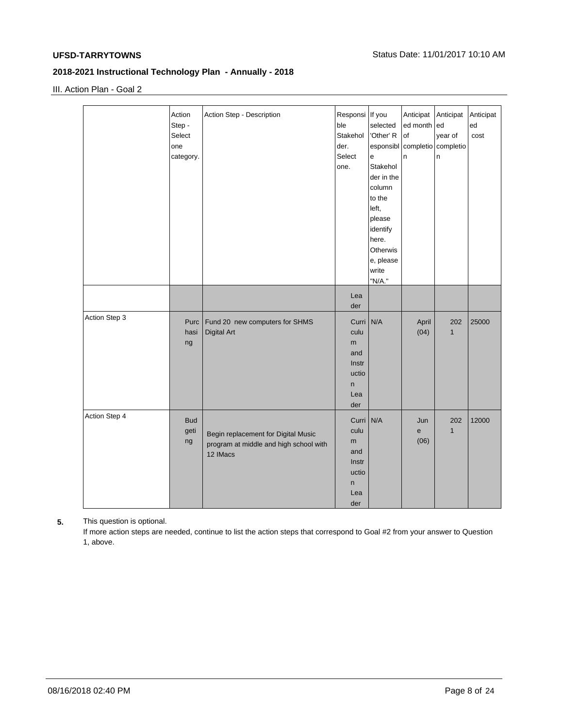## III. Action Plan - Goal 2

| | Action Step - Select one category. | Action Step - Description | Responsible Stakeholder. Select one. | If you selected 'Other' Responsible Stakeholder in the column to the left, please identify here. Otherwise, please write "N/A." | Anticipated month of completion | Anticipated year of completion | Anticipated cost |
|---|---|---|---|---|---|---|---|
| | | | Leader | | | | |
| Action Step 3 | Purchasing | Fund 20 new computers for SHMS Digital Art | Curriculum and Instruction Leader | N/A | April (04) | 2021 | 25000 |
| Action Step 4 | Budgeting | Begin replacement for Digital Music program at middle and high school with 12 IMacs | Curriculum and Instruction Leader | N/A | June (06) | 2021 | 12000 |

**5.** This question is optional.

If more action steps are needed, continue to list the action steps that correspond to Goal #2 from your answer to Question 1, above.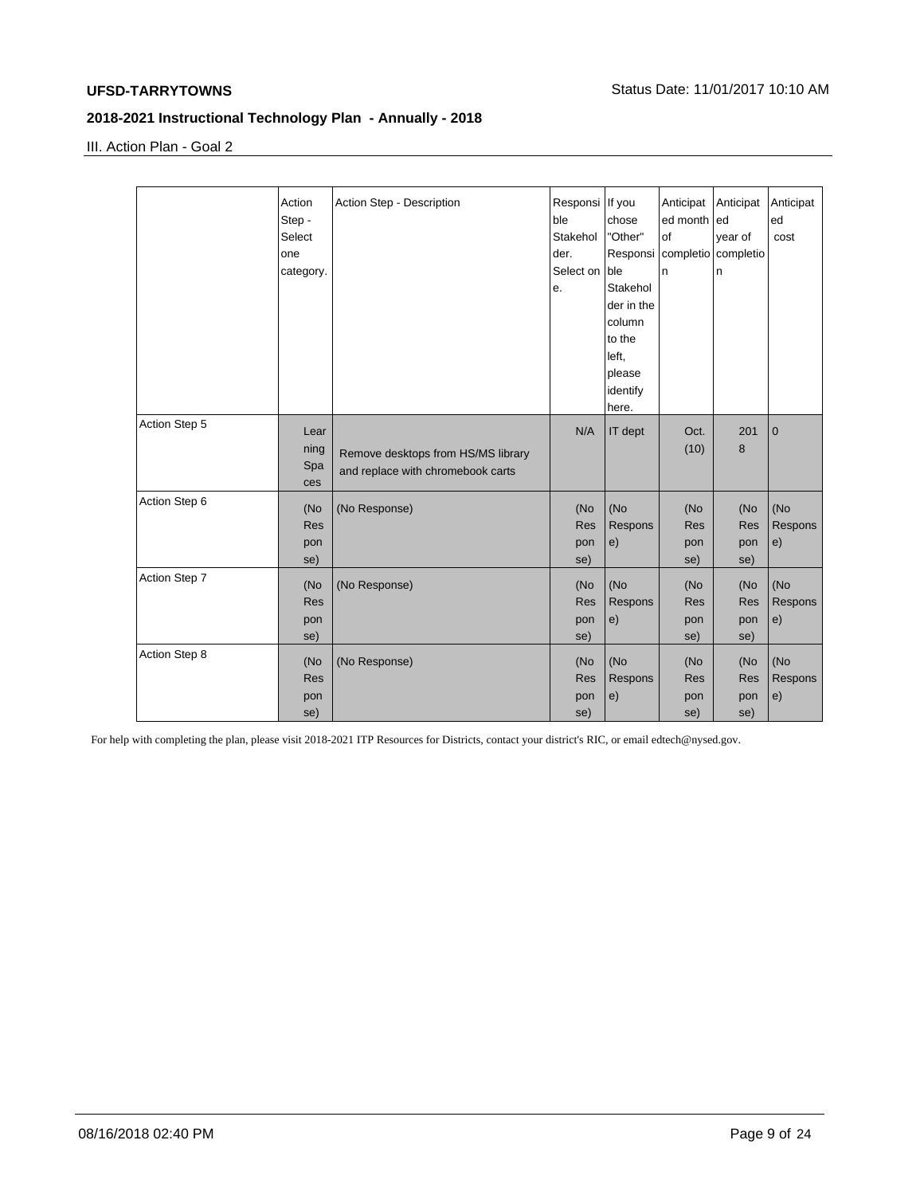**UFSD-TARRYTOWNS** Status Date: 11/01/2017 10:10 AM

## 2018-2021 Instructional Technology Plan - Annually - 2018

### III. Action Plan - Goal 2

| | Action Step - Select one category. | Action Step - Description | Responsible Stakeholder. Select one. | If you chose "Other" Responsible Stakeholder in the column to the left, please identify here. | Anticipated month of completion | Anticipated year of completion | Anticipated cost |
|---|---|---|---|---|---|---|---|
| Action Step 5 | Learning Spaces | Remove desktops from HS/MS library and replace with chromebook carts | N/A | IT dept | Oct. (10) | 2018 | 0 |
| Action Step 6 | (No Response) | (No Response) | (No Response) | (No Response) | (No Response) | (No Response) | (No Response) |
| Action Step 7 | (No Response) | (No Response) | (No Response) | (No Response) | (No Response) | (No Response) | (No Response) |
| Action Step 8 | (No Response) | (No Response) | (No Response) | (No Response) | (No Response) | (No Response) | (No Response) |

For help with completing the plan, please visit 2018-2021 ITP Resources for Districts, contact your district's RIC, or email edtech@nysed.gov.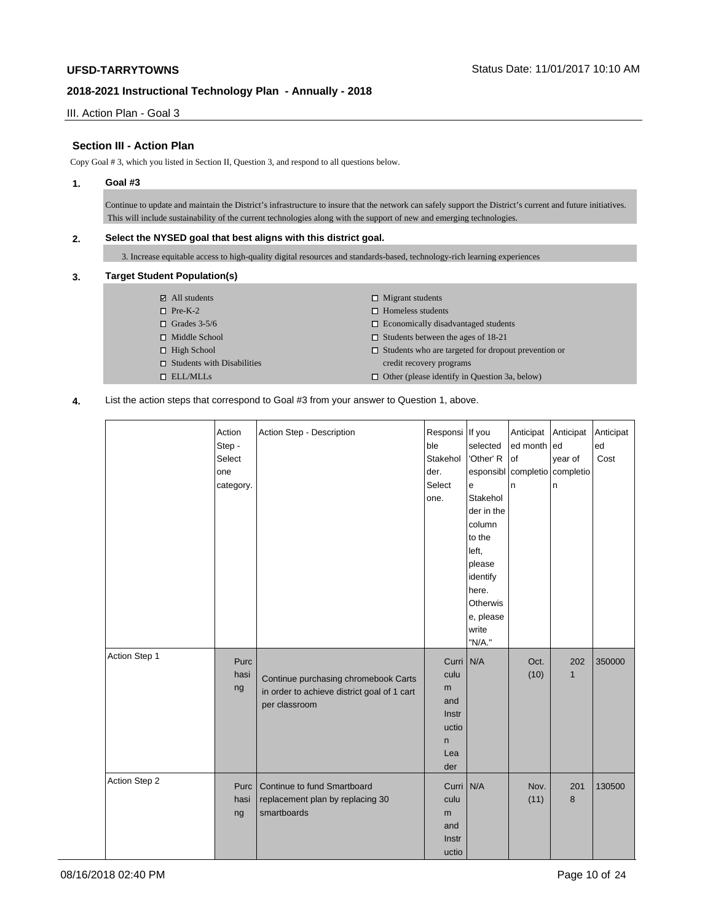## Section III - Action Plan

Copy Goal # 3, which you listed in Section II, Question 3, and respond to all questions below.

**1. Goal #3**

Continue to update and maintain the District's infrastructure to insure that the network can safely support the District's current and future initiatives. This will include sustainability of the current technologies along with the support of new and emerging technologies.

**2. Select the NYSED goal that best aligns with this district goal.**

3. Increase equitable access to high-quality digital resources and standards-based, technology-rich learning experiences

**3. Target Student Population(s)**

- ☑ All students
- ☐ Pre-K-2
- ☐ Grades 3-5/6
- ☐ Middle School
- ☐ High School
- ☐ Students with Disabilities
- ☐ ELL/MLLs
- ☐ Migrant students
- ☐ Homeless students
- ☐ Economically disadvantaged students
- ☐ Students between the ages of 18-21
- ☐ Students who are targeted for dropout prevention or credit recovery programs
- ☐ Other (please identify in Question 3a, below)

**4.** List the action steps that correspond to Goal #3 from your answer to Question 1, above.

| | Action Step - Select one category. | Action Step - Description | Responsible Stakeholder. Select one. | If you selected 'Other' Responsible Stakeholder in the column to the left, please identify here. Otherwise, please write "N/A." | Anticipated month of completion | Anticipated year of completion | Anticipated Cost |
|---|---|---|---|---|---|---|---|
| Action Step 1 | Purchasing | Continue purchasing chromebook Carts in order to achieve district goal of 1 cart per classroom | Curriculum and Instruction Leader | N/A | Oct. (10) | 2021 | 350000 |
| Action Step 2 | Purchasing | Continue to fund Smartboard replacement plan by replacing 30 smartboards | Curriculum and Instructio | N/A | Nov. (11) | 2018 | 130500 |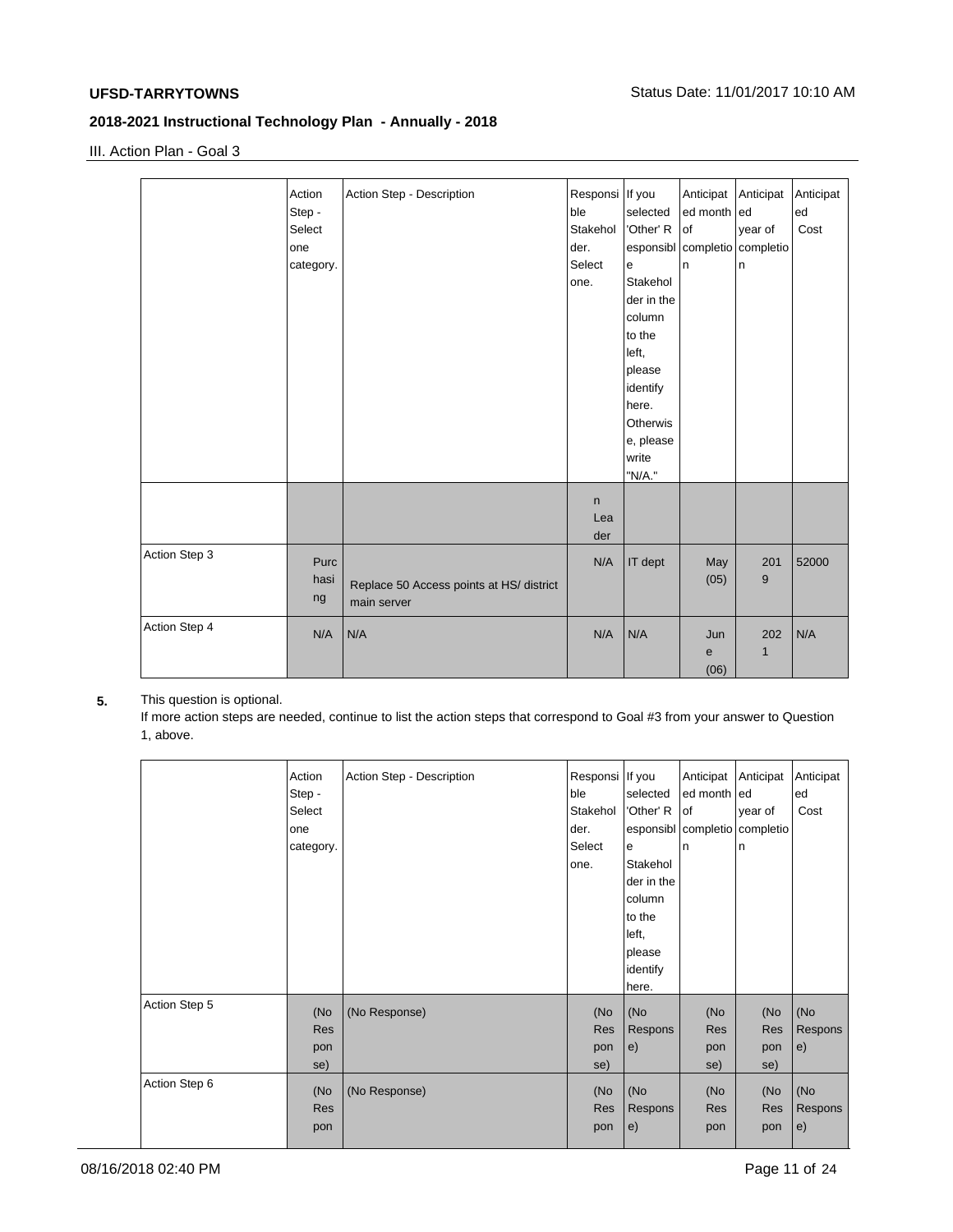III. Action Plan - Goal 3

| | Action Step - Select one category. | Action Step - Description | Responsible Stakeholder. Select one. | If you selected 'Other' Responsible Stakeholder in the column to the left, please identify here. Otherwise, please write "N/A." | Anticipated month of completion | Anticipated year of completion | Anticipated Cost |
|---|---|---|---|---|---|---|---|
| | | | n Leader | | | | |
| Action Step 3 | Purchasing | Replace 50 Access points at HS/ district main server | N/A | IT dept | May (05) | 2019 | 52000 |
| Action Step 4 | N/A | N/A | N/A | N/A | June (06) | 2021 | N/A |

**5.** This question is optional.

If more action steps are needed, continue to list the action steps that correspond to Goal #3 from your answer to Question 1, above.

| | Action Step - Select one category. | Action Step - Description | Responsible Stakeholder. Select one. | If you selected 'Other' Responsible Stakeholder in the column to the left, please identify here. | Anticipated month of completion | Anticipated year of completion | Anticipated Cost |
|---|---|---|---|---|---|---|---|
| Action Step 5 | (No Response) | (No Response) | (No Response) | (No Response) | (No Response) | (No Response) | (No Response) |
| Action Step 6 | (No Respon | (No Response) | (No Respon | (No Response) | (No Respon | (No Respon | (No Response) |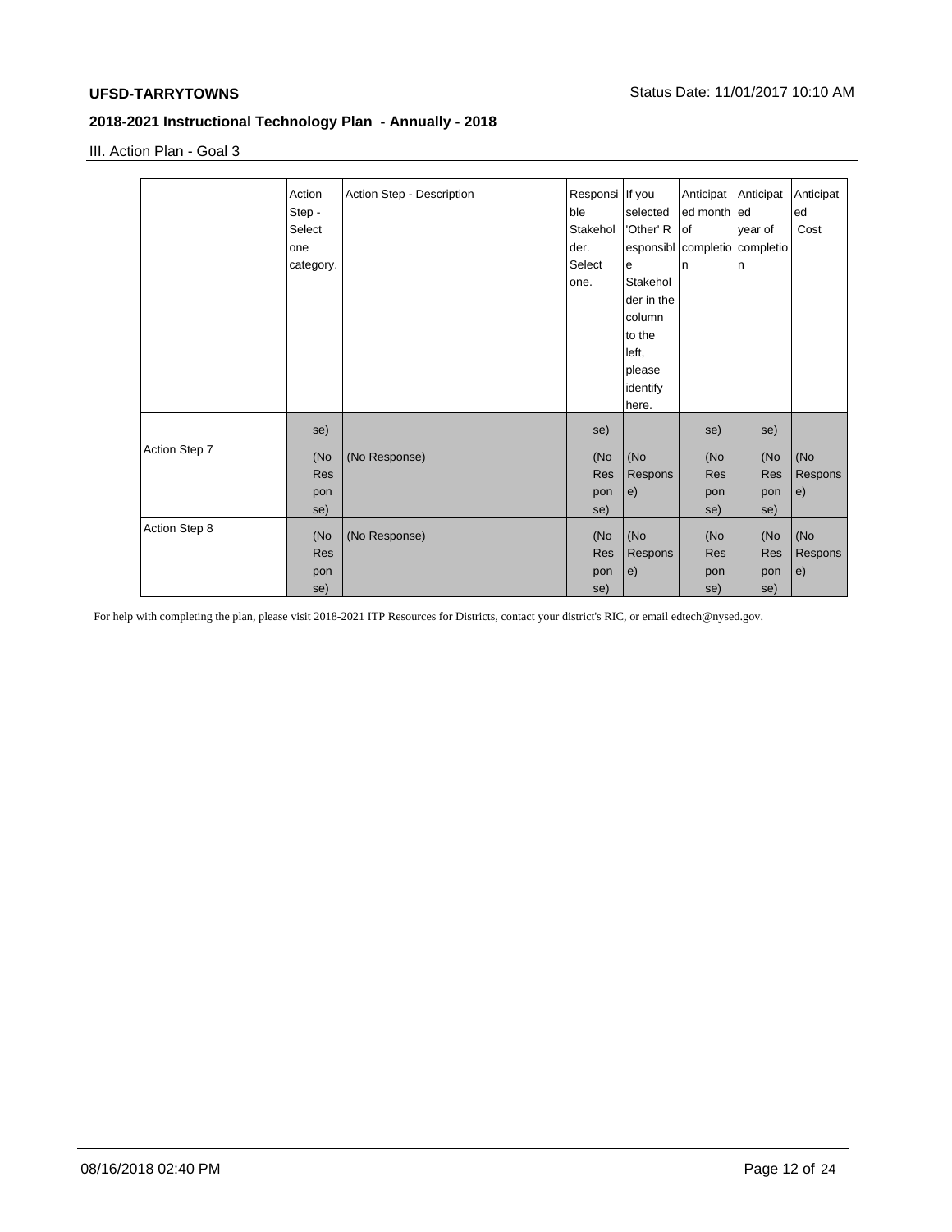## III. Action Plan - Goal 3

| | Action Step - Select one category. | Action Step - Description | Responsible Stakeholder. Select one. | If you selected 'Other' Responsible Stakeholder in the column to the left, please identify here. | Anticipated month of completion | Anticipated year of completion | Anticipated Cost |
|---|---|---|---|---|---|---|---|
| | se) | | se) | | se) | se) | |
| Action Step 7 | (No Response) | (No Response) | (No Response) | (No Response) | (No Response) | (No Response) | (No Response) |
| Action Step 8 | (No Response) | (No Response) | (No Response) | (No Response) | (No Response) | (No Response) | (No Response) |

For help with completing the plan, please visit 2018-2021 ITP Resources for Districts, contact your district's RIC, or email edtech@nysed.gov.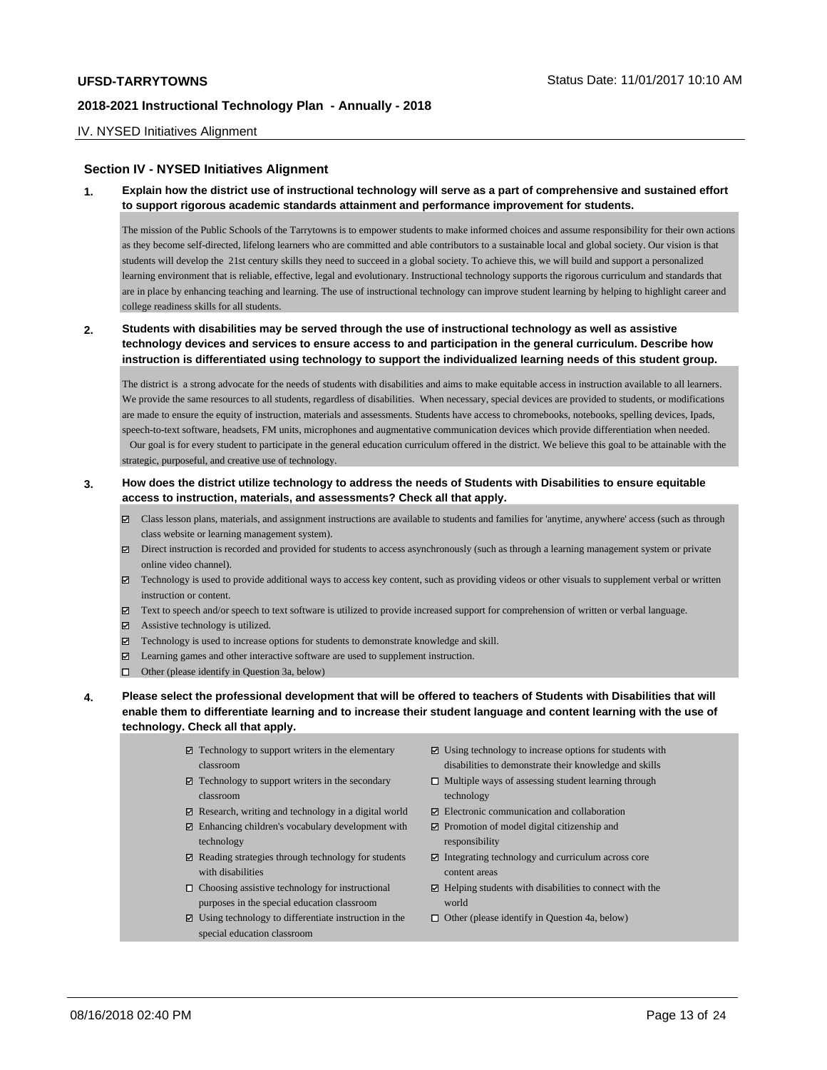## Section IV - NYSED Initiatives Alignment

**1. Explain how the district use of instructional technology will serve as a part of comprehensive and sustained effort to support rigorous academic standards attainment and performance improvement for students.**

The mission of the Public Schools of the Tarrytowns is to empower students to make informed choices and assume responsibility for their own actions as they become self-directed, lifelong learners who are committed and able contributors to a sustainable local and global society. Our vision is that students will develop the 21st century skills they need to succeed in a global society. To achieve this, we will build and support a personalized learning environment that is reliable, effective, legal and evolutionary. Instructional technology supports the rigorous curriculum and standards that are in place by enhancing teaching and learning. The use of instructional technology can improve student learning by helping to highlight career and college readiness skills for all students.

**2. Students with disabilities may be served through the use of instructional technology as well as assistive technology devices and services to ensure access to and participation in the general curriculum. Describe how instruction is differentiated using technology to support the individualized learning needs of this student group.**

The district is a strong advocate for the needs of students with disabilities and aims to make equitable access in instruction available to all learners. We provide the same resources to all students, regardless of disabilities. When necessary, special devices are provided to students, or modifications are made to ensure the equity of instruction, materials and assessments. Students have access to chromebooks, notebooks, spelling devices, Ipads, speech-to-text software, headsets, FM units, microphones and augmentative communication devices which provide differentiation when needed.
Our goal is for every student to participate in the general education curriculum offered in the district. We believe this goal to be attainable with the strategic, purposeful, and creative use of technology.

**3. How does the district utilize technology to address the needs of Students with Disabilities to ensure equitable access to instruction, materials, and assessments? Check all that apply.**

- ☑ Class lesson plans, materials, and assignment instructions are available to students and families for 'anytime, anywhere' access (such as through class website or learning management system).
- ☑ Direct instruction is recorded and provided for students to access asynchronously (such as through a learning management system or private online video channel).
- ☑ Technology is used to provide additional ways to access key content, such as providing videos or other visuals to supplement verbal or written instruction or content.
- ☑ Text to speech and/or speech to text software is utilized to provide increased support for comprehension of written or verbal language.
- ☑ Assistive technology is utilized.
- ☑ Technology is used to increase options for students to demonstrate knowledge and skill.
- ☑ Learning games and other interactive software are used to supplement instruction.
- ☐ Other (please identify in Question 3a, below)

**4. Please select the professional development that will be offered to teachers of Students with Disabilities that will enable them to differentiate learning and to increase their student language and content learning with the use of technology. Check all that apply.**

- ☑ Technology to support writers in the elementary classroom
- ☑ Technology to support writers in the secondary classroom
- ☑ Research, writing and technology in a digital world
- ☑ Enhancing children's vocabulary development with technology
- ☑ Reading strategies through technology for students with disabilities
- ☐ Choosing assistive technology for instructional purposes in the special education classroom
- ☑ Using technology to differentiate instruction in the special education classroom
- ☑ Using technology to increase options for students with disabilities to demonstrate their knowledge and skills
- ☐ Multiple ways of assessing student learning through technology
- ☑ Electronic communication and collaboration
- ☑ Promotion of model digital citizenship and responsibility
- ☑ Integrating technology and curriculum across core content areas
- ☑ Helping students with disabilities to connect with the world
- ☐ Other (please identify in Question 4a, below)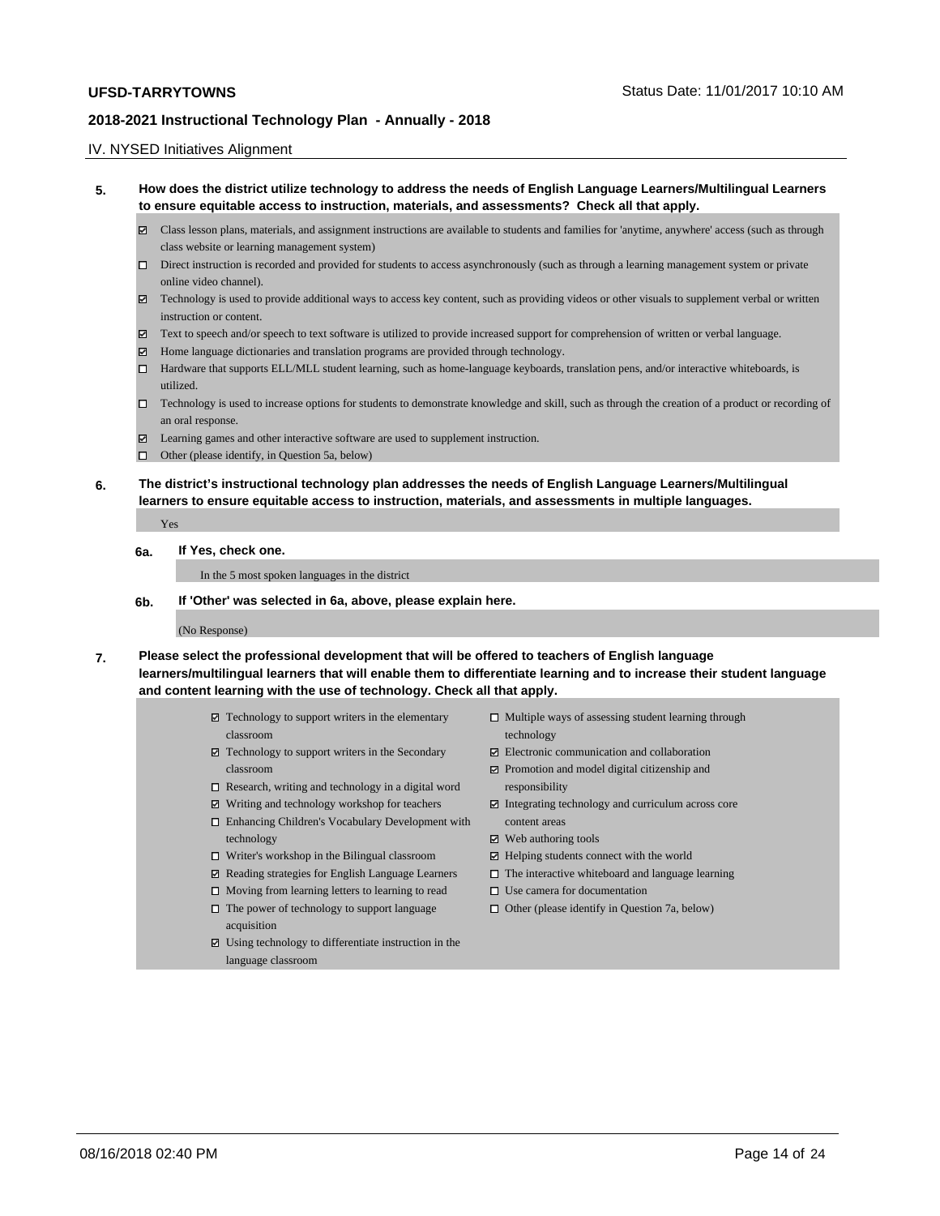## IV. NYSED Initiatives Alignment

**5. How does the district utilize technology to address the needs of English Language Learners/Multilingual Learners to ensure equitable access to instruction, materials, and assessments? Check all that apply.**

- ☑ Class lesson plans, materials, and assignment instructions are available to students and families for 'anytime, anywhere' access (such as through class website or learning management system)
- ☐ Direct instruction is recorded and provided for students to access asynchronously (such as through a learning management system or private online video channel).
- ☑ Technology is used to provide additional ways to access key content, such as providing videos or other visuals to supplement verbal or written instruction or content.
- ☑ Text to speech and/or speech to text software is utilized to provide increased support for comprehension of written or verbal language.
- ☑ Home language dictionaries and translation programs are provided through technology.
- ☐ Hardware that supports ELL/MLL student learning, such as home-language keyboards, translation pens, and/or interactive whiteboards, is utilized.
- ☐ Technology is used to increase options for students to demonstrate knowledge and skill, such as through the creation of a product or recording of an oral response.
- ☑ Learning games and other interactive software are used to supplement instruction.
- ☐ Other (please identify, in Question 5a, below)

**6. The district's instructional technology plan addresses the needs of English Language Learners/Multilingual learners to ensure equitable access to instruction, materials, and assessments in multiple languages.**

Yes

**6a. If Yes, check one.**

In the 5 most spoken languages in the district

**6b. If 'Other' was selected in 6a, above, please explain here.**

(No Response)

**7. Please select the professional development that will be offered to teachers of English language learners/multilingual learners that will enable them to differentiate learning and to increase their student language and content learning with the use of technology. Check all that apply.**

- ☑ Technology to support writers in the elementary classroom
- ☑ Technology to support writers in the Secondary classroom
- ☐ Research, writing and technology in a digital word
- ☑ Writing and technology workshop for teachers
- ☐ Enhancing Children's Vocabulary Development with technology
- ☐ Writer's workshop in the Bilingual classroom
- ☑ Reading strategies for English Language Learners
- ☐ Moving from learning letters to learning to read
- ☐ The power of technology to support language acquisition
- ☑ Using technology to differentiate instruction in the language classroom
- ☐ Multiple ways of assessing student learning through technology
- ☑ Electronic communication and collaboration
- ☑ Promotion and model digital citizenship and responsibility
- ☑ Integrating technology and curriculum across core content areas
- ☑ Web authoring tools
- ☑ Helping students connect with the world
- ☐ The interactive whiteboard and language learning
- ☐ Use camera for documentation
- ☐ Other (please identify in Question 7a, below)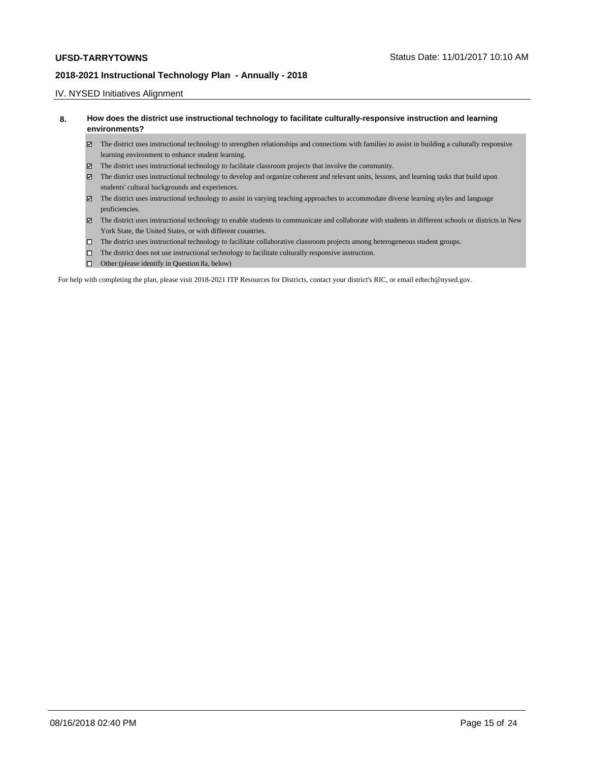## IV. NYSED Initiatives Alignment

**8. How does the district use instructional technology to facilitate culturally-responsive instruction and learning environments?**

- ☑ The district uses instructional technology to strengthen relationships and connections with families to assist in building a culturally responsive learning environment to enhance student learning.
- ☑ The district uses instructional technology to facilitate classroom projects that involve the community.
- ☑ The district uses instructional technology to develop and organize coherent and relevant units, lessons, and learning tasks that build upon students' cultural backgrounds and experiences.
- ☑ The district uses instructional technology to assist in varying teaching approaches to accommodate diverse learning styles and language proficiencies.
- ☑ The district uses instructional technology to enable students to communicate and collaborate with students in different schools or districts in New York State, the United States, or with different countries.
- ☐ The district uses instructional technology to facilitate collaborative classroom projects among heterogeneous student groups.
- ☐ The district does not use instructional technology to facilitate culturally responsive instruction.
- ☐ Other (please identify in Question 8a, below)

For help with completing the plan, please visit 2018-2021 ITP Resources for Districts, contact your district's RIC, or email edtech@nysed.gov.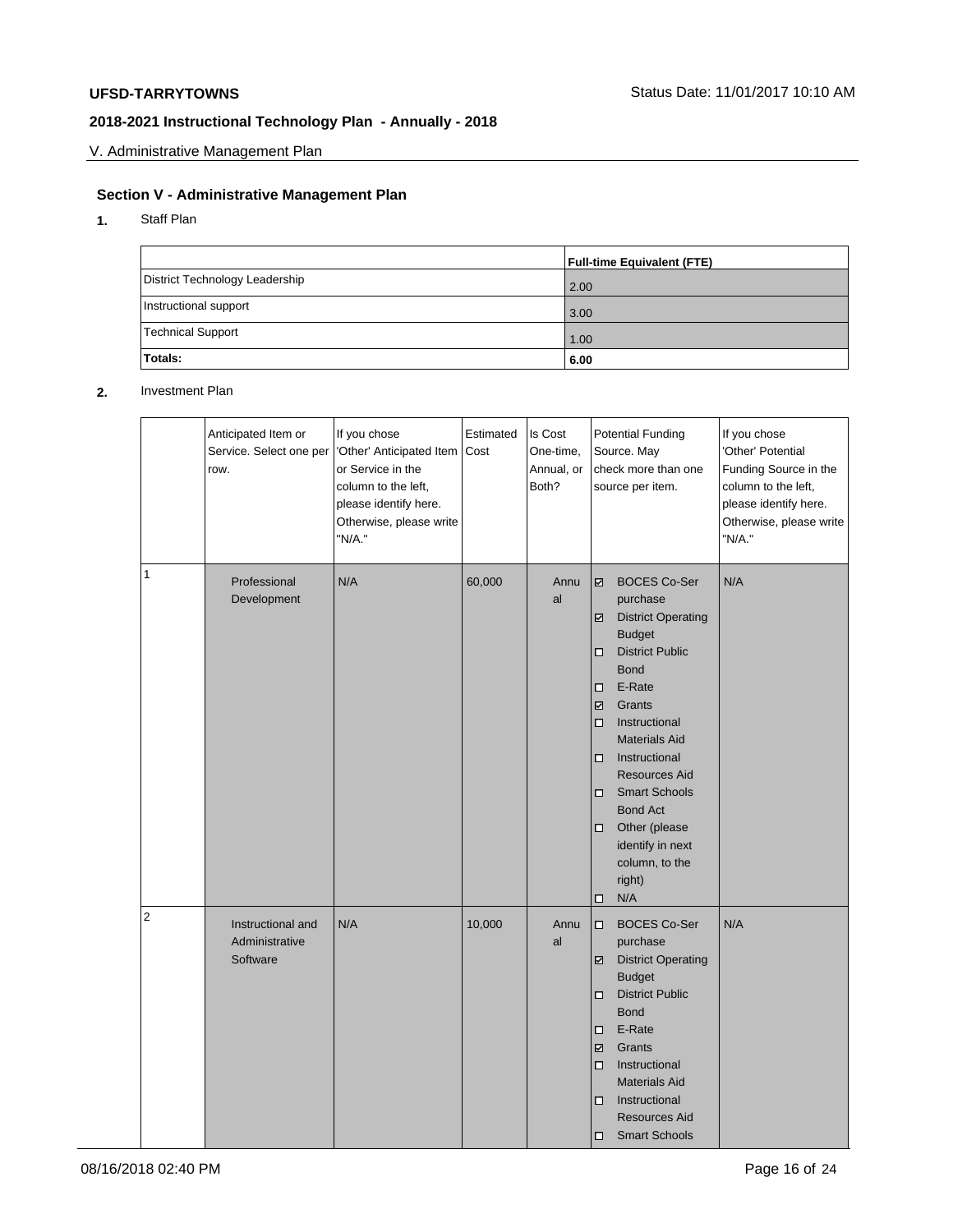## Section V - Administrative Management Plan

**1.** Staff Plan

| | **Full-time Equivalent (FTE)** |
|---|---|
| District Technology Leadership | 2.00 |
| Instructional support | 3.00 |
| Technical Support | 1.00 |
| **Totals:** | **6.00** |

**2.** Investment Plan

| | Anticipated Item or Service. Select one per row. | If you chose 'Other' Anticipated Item or Service in the column to the left, please identify here. Otherwise, please write "N/A." | Estimated Cost | Is Cost One-time, Annual, or Both? | Potential Funding Source. May check more than one source per item. | If you chose 'Other' Potential Funding Source in the column to the left, please identify here. Otherwise, please write "N/A." |
|---|---|---|---|---|---|---|
| 1 | Professional Development | N/A | 60,000 | Annual | ☑ BOCES Co-Ser purchase<br>☑ District Operating Budget<br>☐ District Public Bond<br>☐ E-Rate<br>☑ Grants<br>☐ Instructional Materials Aid<br>☐ Instructional Resources Aid<br>☐ Smart Schools Bond Act<br>☐ Other (please identify in next column, to the right)<br>☐ N/A | N/A |
| 2 | Instructional and Administrative Software | N/A | 10,000 | Annual | ☐ BOCES Co-Ser purchase<br>☑ District Operating Budget<br>☐ District Public Bond<br>☐ E-Rate<br>☑ Grants<br>☐ Instructional Materials Aid<br>☐ Instructional Resources Aid<br>☐ Smart Schools | N/A |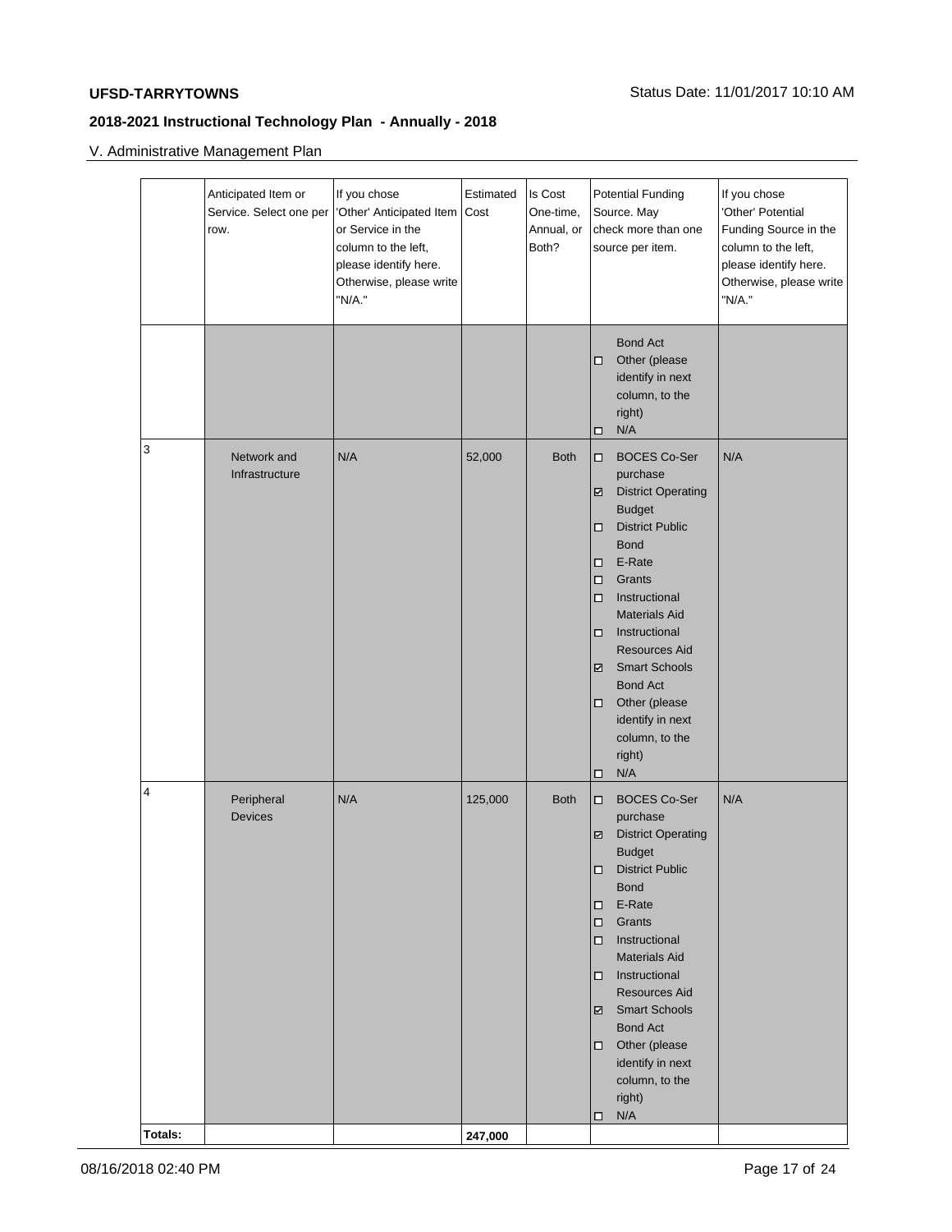## 2018-2021 Instructional Technology Plan - Annually - 2018

V. Administrative Management Plan

| | Anticipated Item or Service. Select one per row. | If you chose 'Other' Anticipated Item or Service in the column to the left, please identify here. Otherwise, please write "N/A." | Estimated Cost | Is Cost One-time, Annual, or Both? | Potential Funding Source. May check more than one source per item. | If you chose 'Other' Potential Funding Source in the column to the left, please identify here. Otherwise, please write "N/A." |
|---|---|---|---|---|---|---|
| | | | | | Bond Act<br>☐ Other (please identify in next column, to the right)<br>☐ N/A | |
| 3 | Network and Infrastructure | N/A | 52,000 | Both | ☐ BOCES Co-Ser purchase<br>☑ District Operating Budget<br>☐ District Public Bond<br>☐ E-Rate<br>☐ Grants<br>☐ Instructional Materials Aid<br>☐ Instructional Resources Aid<br>☑ Smart Schools Bond Act<br>☐ Other (please identify in next column, to the right)<br>☐ N/A | N/A |
| 4 | Peripheral Devices | N/A | 125,000 | Both | ☐ BOCES Co-Ser purchase<br>☑ District Operating Budget<br>☐ District Public Bond<br>☐ E-Rate<br>☐ Grants<br>☐ Instructional Materials Aid<br>☐ Instructional Resources Aid<br>☑ Smart Schools Bond Act<br>☐ Other (please identify in next column, to the right)<br>☐ N/A | N/A |
| **Totals:** | | | **247,000** | | | |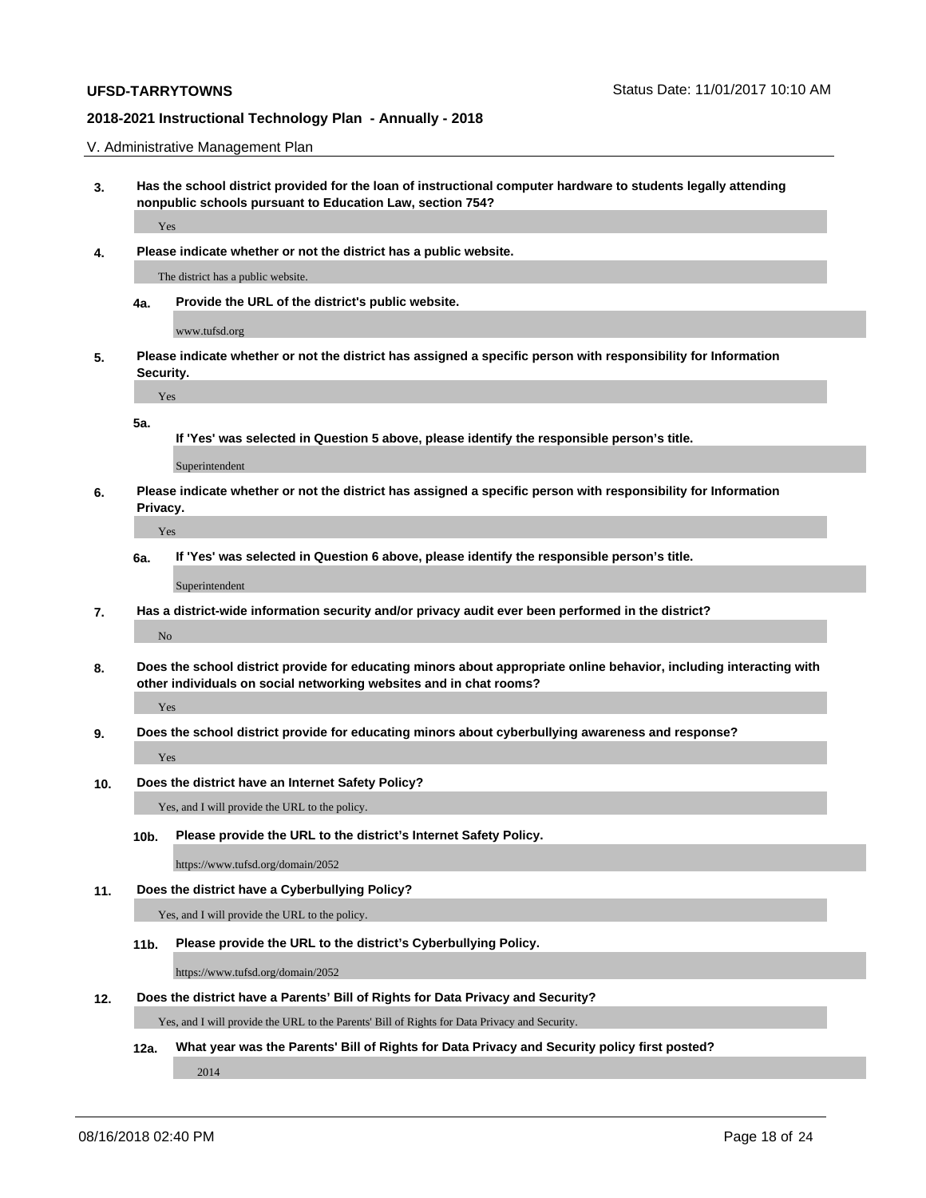## V. Administrative Management Plan

**3. Has the school district provided for the loan of instructional computer hardware to students legally attending nonpublic schools pursuant to Education Law, section 754?**

Yes

**4. Please indicate whether or not the district has a public website.**

The district has a public website.

**4a. Provide the URL of the district's public website.**

www.tufsd.org

**5. Please indicate whether or not the district has assigned a specific person with responsibility for Information Security.**

Yes

**5a. If 'Yes' was selected in Question 5 above, please identify the responsible person's title.**

Superintendent

**6. Please indicate whether or not the district has assigned a specific person with responsibility for Information Privacy.**

Yes

**6a. If 'Yes' was selected in Question 6 above, please identify the responsible person's title.**

Superintendent

**7. Has a district-wide information security and/or privacy audit ever been performed in the district?**

No

**8. Does the school district provide for educating minors about appropriate online behavior, including interacting with other individuals on social networking websites and in chat rooms?**

Yes

**9. Does the school district provide for educating minors about cyberbullying awareness and response?**

Yes

**10. Does the district have an Internet Safety Policy?**

Yes, and I will provide the URL to the policy.

**10b. Please provide the URL to the district's Internet Safety Policy.**

https://www.tufsd.org/domain/2052

**11. Does the district have a Cyberbullying Policy?**

Yes, and I will provide the URL to the policy.

**11b. Please provide the URL to the district's Cyberbullying Policy.**

https://www.tufsd.org/domain/2052

**12. Does the district have a Parents' Bill of Rights for Data Privacy and Security?**

Yes, and I will provide the URL to the Parents' Bill of Rights for Data Privacy and Security.

**12a. What year was the Parents' Bill of Rights for Data Privacy and Security policy first posted?**

2014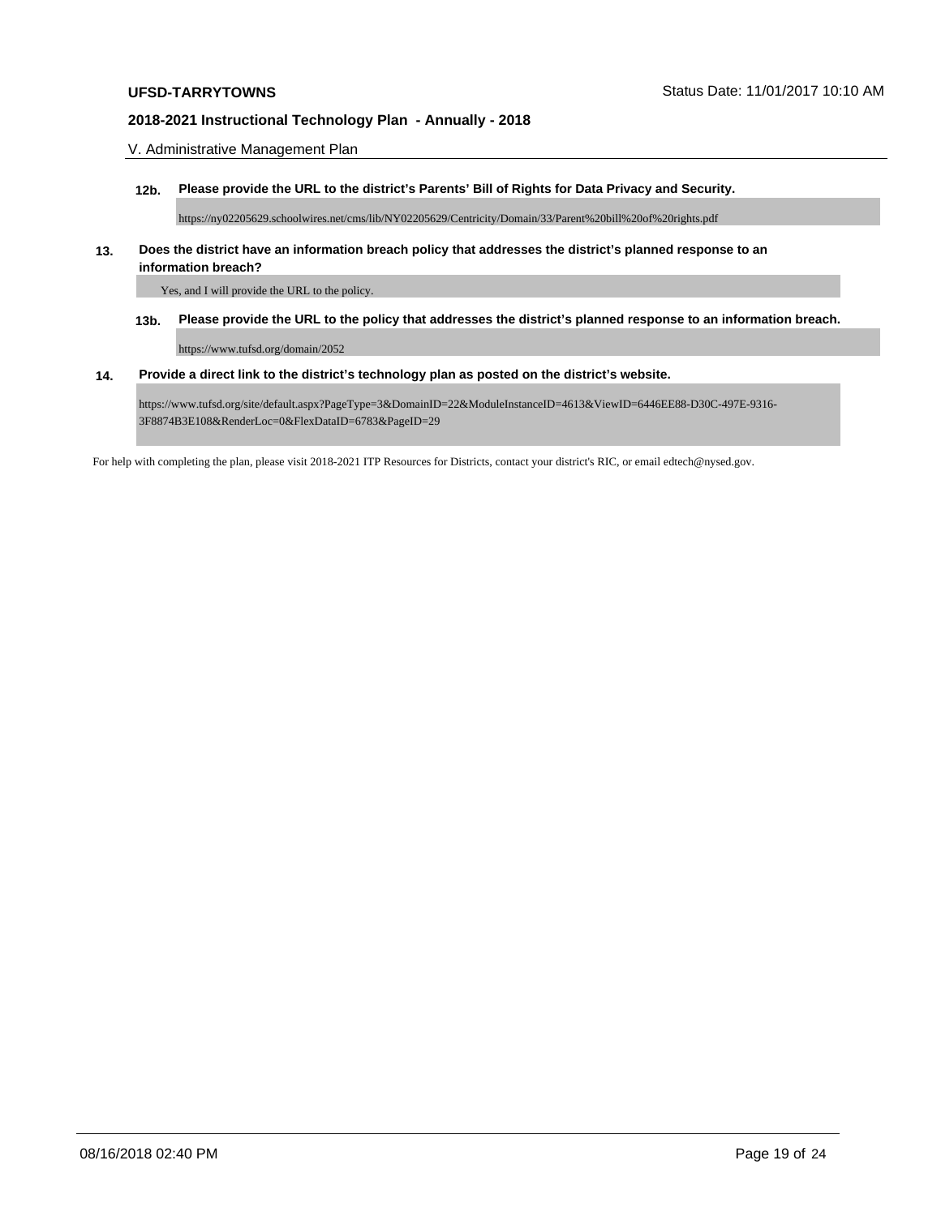V. Administrative Management Plan

**12b. Please provide the URL to the district's Parents' Bill of Rights for Data Privacy and Security.**

https://ny02205629.schoolwires.net/cms/lib/NY02205629/Centricity/Domain/33/Parent%20bill%20of%20rights.pdf

**13. Does the district have an information breach policy that addresses the district's planned response to an information breach?**

Yes, and I will provide the URL to the policy.

**13b. Please provide the URL to the policy that addresses the district's planned response to an information breach.**

https://www.tufsd.org/domain/2052

**14. Provide a direct link to the district's technology plan as posted on the district's website.**

https://www.tufsd.org/site/default.aspx?PageType=3&DomainID=22&ModuleInstanceID=4613&ViewID=6446EE88-D30C-497E-9316-3F8874B3E108&RenderLoc=0&FlexDataID=6783&PageID=29

For help with completing the plan, please visit 2018-2021 ITP Resources for Districts, contact your district's RIC, or email edtech@nysed.gov.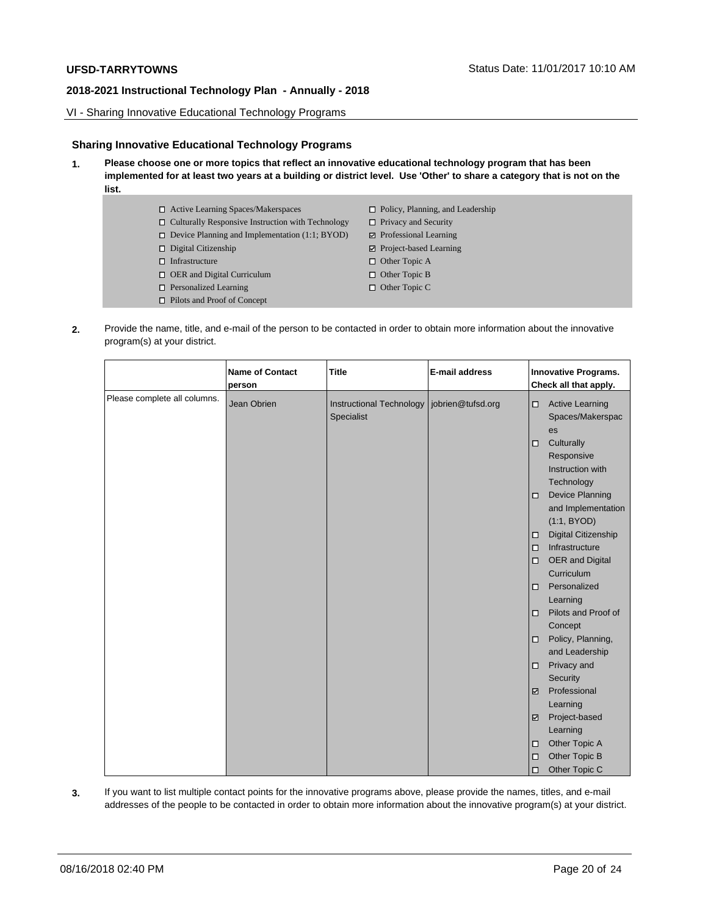**UFSD-TARRYTOWNS** Status Date: 11/01/2017 10:10 AM

**2018-2021 Instructional Technology Plan - Annually - 2018**

VI - Sharing Innovative Educational Technology Programs

### Sharing Innovative Educational Technology Programs

**1.** **Please choose one or more topics that reflect an innovative educational technology program that has been implemented for at least two years at a building or district level. Use 'Other' to share a category that is not on the list.**

- ☐ Active Learning Spaces/Makerspaces
- ☐ Culturally Responsive Instruction with Technology
- ☐ Device Planning and Implementation (1:1; BYOD)
- ☐ Digital Citizenship
- ☐ Infrastructure
- ☐ OER and Digital Curriculum
- ☐ Personalized Learning
- ☐ Pilots and Proof of Concept
- ☐ Policy, Planning, and Leadership
- ☐ Privacy and Security
- ☑ Professional Learning
- ☑ Project-based Learning
- ☐ Other Topic A
- ☐ Other Topic B
- ☐ Other Topic C

**2.** Provide the name, title, and e-mail of the person to be contacted in order to obtain more information about the innovative program(s) at your district.

| | Name of Contact person | Title | E-mail address | Innovative Programs. Check all that apply. |
|---|---|---|---|---|
| Please complete all columns. | Jean Obrien | Instructional Technology Specialist | jobrien@tufsd.org | ☐ Active Learning Spaces/Makerspaces<br>☐ Culturally Responsive Instruction with Technology<br>☐ Device Planning and Implementation (1:1, BYOD)<br>☐ Digital Citizenship<br>☐ Infrastructure<br>☐ OER and Digital Curriculum<br>☐ Personalized Learning<br>☐ Pilots and Proof of Concept<br>☐ Policy, Planning, and Leadership<br>☐ Privacy and Security<br>☑ Professional Learning<br>☑ Project-based Learning<br>☐ Other Topic A<br>☐ Other Topic B<br>☐ Other Topic C |

**3.** If you want to list multiple contact points for the innovative programs above, please provide the names, titles, and e-mail addresses of the people to be contacted in order to obtain more information about the innovative program(s) at your district.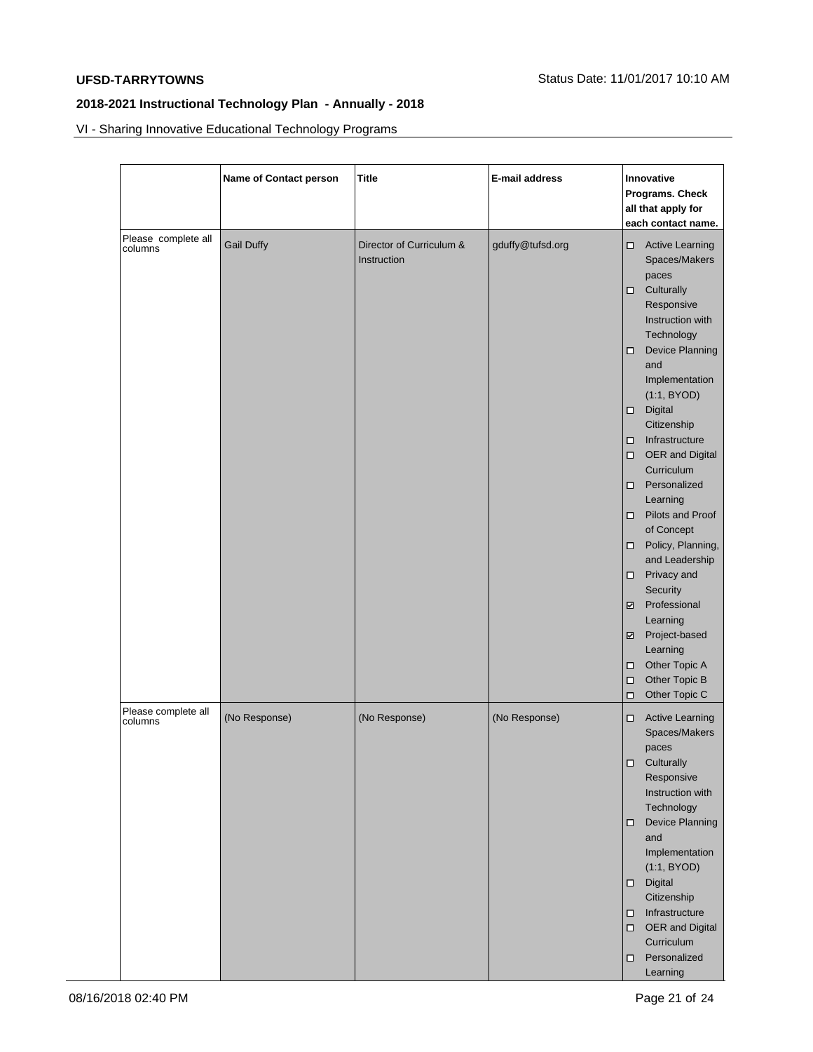## VI - Sharing Innovative Educational Technology Programs

| | Name of Contact person | Title | E-mail address | Innovative Programs. Check all that apply for each contact name. |
|---|---|---|---|---|
| Please complete all columns | Gail Duffy | Director of Curriculum & Instruction | gduffy@tufsd.org | ☐ Active Learning Spaces/Makerspaces<br>☐ Culturally Responsive Instruction with Technology<br>☐ Device Planning and Implementation (1:1, BYOD)<br>☐ Digital Citizenship<br>☐ Infrastructure<br>☐ OER and Digital Curriculum<br>☐ Personalized Learning<br>☐ Pilots and Proof of Concept<br>☐ Policy, Planning, and Leadership<br>☐ Privacy and Security<br>☑ Professional Learning<br>☑ Project-based Learning<br>☐ Other Topic A<br>☐ Other Topic B<br>☐ Other Topic C |
| Please complete all columns | (No Response) | (No Response) | (No Response) | ☐ Active Learning Spaces/Makerspaces<br>☐ Culturally Responsive Instruction with Technology<br>☐ Device Planning and Implementation (1:1, BYOD)<br>☐ Digital Citizenship<br>☐ Infrastructure<br>☐ OER and Digital Curriculum<br>☐ Personalized Learning |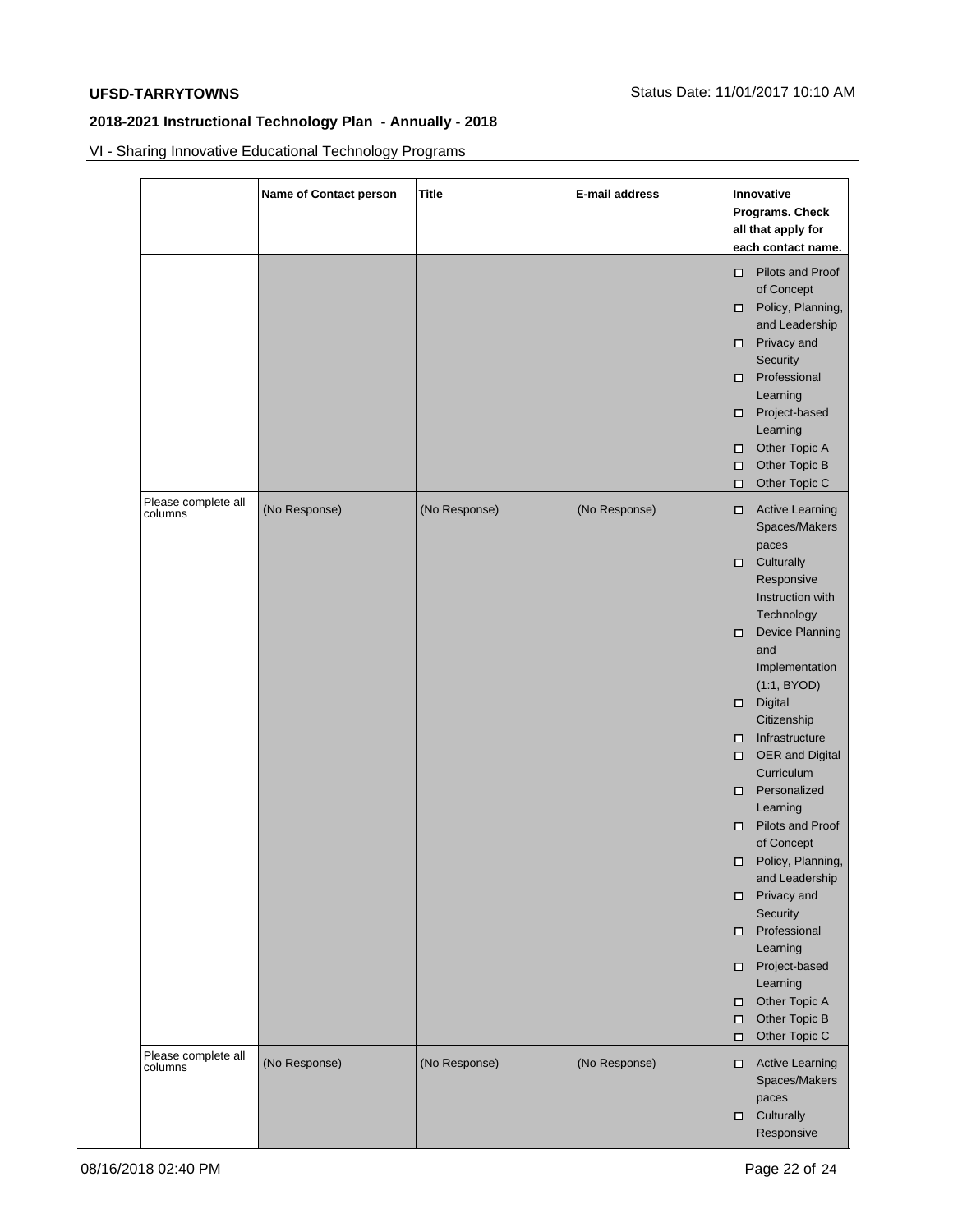**UFSD-TARRYTOWNS**

Status Date: 11/01/2017 10:10 AM

**2018-2021 Instructional Technology Plan - Annually - 2018**

VI - Sharing Innovative Educational Technology Programs

| | Name of Contact person | Title | E-mail address | Innovative Programs. Check all that apply for each contact name. |
|---|---|---|---|---|
| | | | | ☐ Pilots and Proof of Concept<br>☐ Policy, Planning, and Leadership<br>☐ Privacy and Security<br>☐ Professional Learning<br>☐ Project-based Learning<br>☐ Other Topic A<br>☐ Other Topic B<br>☐ Other Topic C |
| Please complete all columns | (No Response) | (No Response) | (No Response) | ☐ Active Learning Spaces/Makerspaces<br>☐ Culturally Responsive Instruction with Technology<br>☐ Device Planning and Implementation (1:1, BYOD)<br>☐ Digital Citizenship<br>☐ Infrastructure<br>☐ OER and Digital Curriculum<br>☐ Personalized Learning<br>☐ Pilots and Proof of Concept<br>☐ Policy, Planning, and Leadership<br>☐ Privacy and Security<br>☐ Professional Learning<br>☐ Project-based Learning<br>☐ Other Topic A<br>☐ Other Topic B<br>☐ Other Topic C |
| Please complete all columns | (No Response) | (No Response) | (No Response) | ☐ Active Learning Spaces/Makerspaces<br>☐ Culturally Responsive |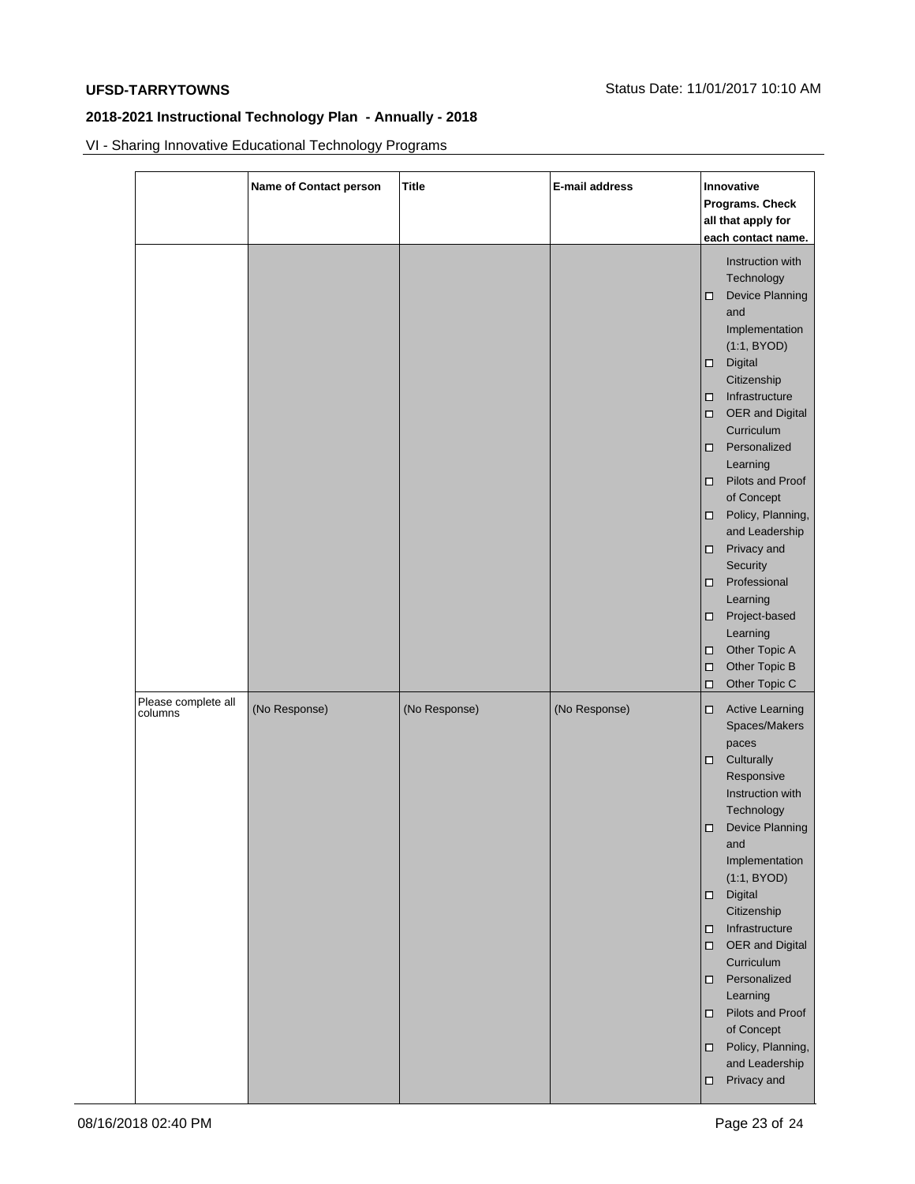## VI - Sharing Innovative Educational Technology Programs

| | Name of Contact person | Title | E-mail address | Innovative Programs. Check all that apply for each contact name. |
|---|---|---|---|---|
| | | | | Instruction with Technology<br>☐ Device Planning and Implementation (1:1, BYOD)<br>☐ Digital Citizenship<br>☐ Infrastructure<br>☐ OER and Digital Curriculum<br>☐ Personalized Learning<br>☐ Pilots and Proof of Concept<br>☐ Policy, Planning, and Leadership<br>☐ Privacy and Security<br>☐ Professional Learning<br>☐ Project-based Learning<br>☐ Other Topic A<br>☐ Other Topic B<br>☐ Other Topic C |
| Please complete all columns | (No Response) | (No Response) | (No Response) | ☐ Active Learning Spaces/Makerspaces<br>☐ Culturally Responsive Instruction with Technology<br>☐ Device Planning and Implementation (1:1, BYOD)<br>☐ Digital Citizenship<br>☐ Infrastructure<br>☐ OER and Digital Curriculum<br>☐ Personalized Learning<br>☐ Pilots and Proof of Concept<br>☐ Policy, Planning, and Leadership<br>☐ Privacy and |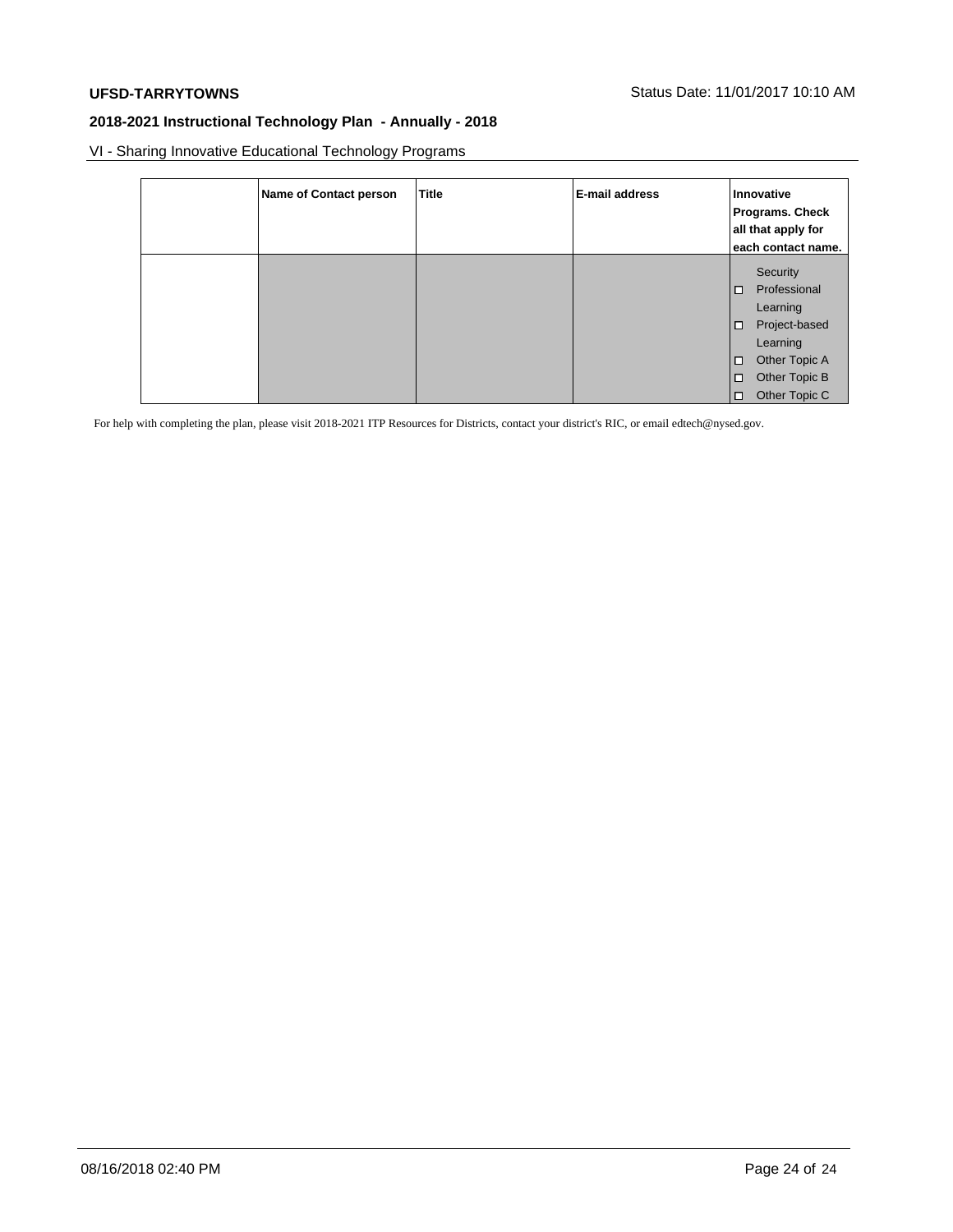VI - Sharing Innovative Educational Technology Programs

| | Name of Contact person | Title | E-mail address | Innovative Programs. Check all that apply for each contact name. |
|---|---|---|---|---|
| | | | | Security<br>☐ Professional Learning<br>☐ Project-based Learning<br>☐ Other Topic A<br>☐ Other Topic B<br>☐ Other Topic C |

For help with completing the plan, please visit 2018-2021 ITP Resources for Districts, contact your district's RIC, or email edtech@nysed.gov.